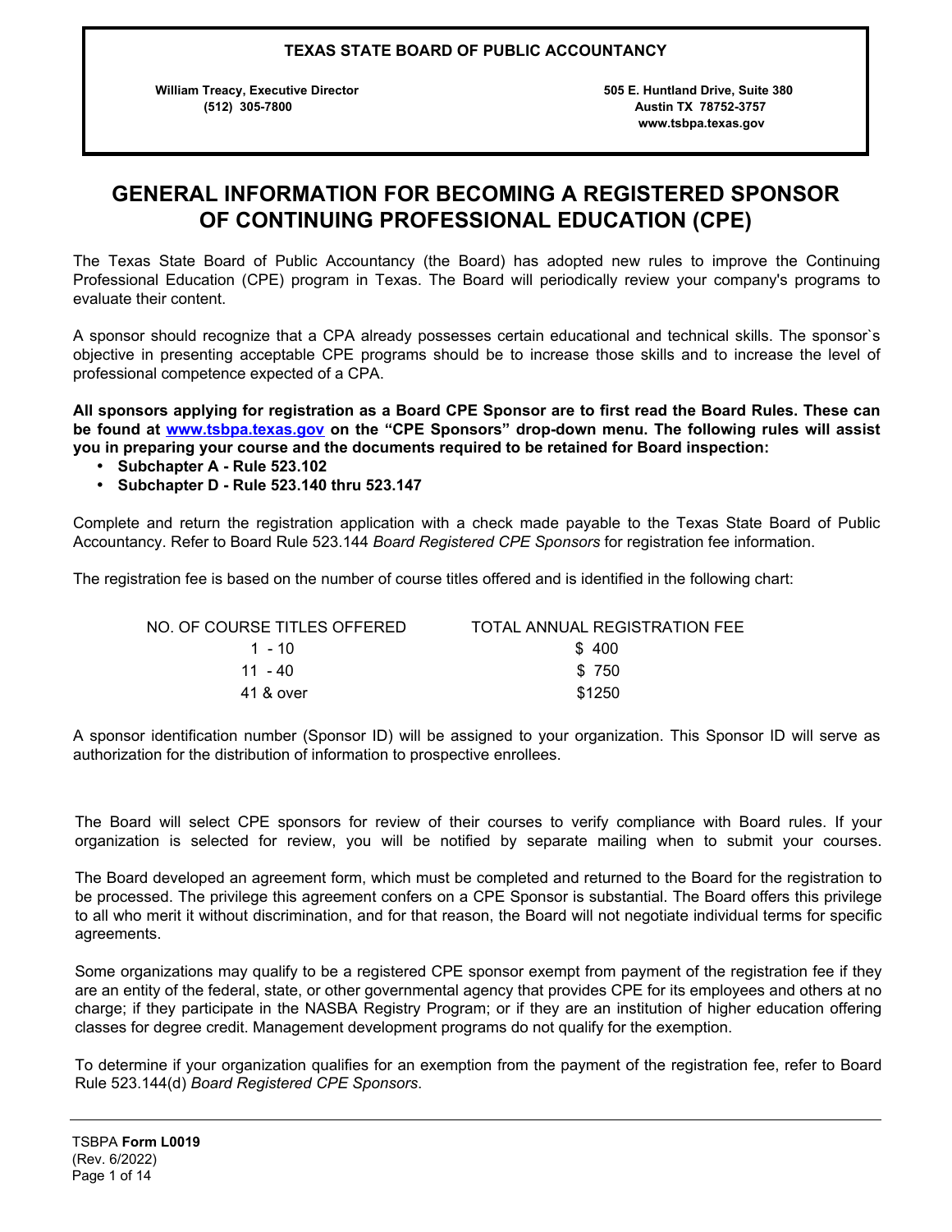**TEXAS STATE BOARD OF PUBLIC ACCOUNTANCY**

**William Treacy, Executive Director**
**(512) 305-7800**

**505 E. Huntland Drive, Suite 380**
**Austin TX 78752-3757**
**www.tsbpa.texas.gov**

# GENERAL INFORMATION FOR BECOMING A REGISTERED SPONSOR OF CONTINUING PROFESSIONAL EDUCATION (CPE)

The Texas State Board of Public Accountancy (the Board) has adopted new rules to improve the Continuing Professional Education (CPE) program in Texas. The Board will periodically review your company's programs to evaluate their content.

A sponsor should recognize that a CPA already possesses certain educational and technical skills. The sponsor`s objective in presenting acceptable CPE programs should be to increase those skills and to increase the level of professional competence expected of a CPA.

**All sponsors applying for registration as a Board CPE Sponsor are to first read the Board Rules. These can be found at www.tsbpa.texas.gov on the "CPE Sponsors" drop-down menu. The following rules will assist you in preparing your course and the documents required to be retained for Board inspection:**

- **Subchapter A - Rule 523.102**
- **Subchapter D - Rule 523.140 thru 523.147**

Complete and return the registration application with a check made payable to the Texas State Board of Public Accountancy. Refer to Board Rule 523.144 *Board Registered CPE Sponsors* for registration fee information.

The registration fee is based on the number of course titles offered and is identified in the following chart:

| NO. OF COURSE TITLES OFFERED | TOTAL ANNUAL REGISTRATION FEE |
|---|---|
| 1 - 10 | $ 400 |
| 11 - 40 | $ 750 |
| 41 & over | $1250 |

A sponsor identification number (Sponsor ID) will be assigned to your organization. This Sponsor ID will serve as authorization for the distribution of information to prospective enrollees.

The Board will select CPE sponsors for review of their courses to verify compliance with Board rules. If your organization is selected for review, you will be notified by separate mailing when to submit your courses.

The Board developed an agreement form, which must be completed and returned to the Board for the registration to be processed. The privilege this agreement confers on a CPE Sponsor is substantial. The Board offers this privilege to all who merit it without discrimination, and for that reason, the Board will not negotiate individual terms for specific agreements.

Some organizations may qualify to be a registered CPE sponsor exempt from payment of the registration fee if they are an entity of the federal, state, or other governmental agency that provides CPE for its employees and others at no charge; if they participate in the NASBA Registry Program; or if they are an institution of higher education offering classes for degree credit. Management development programs do not qualify for the exemption.

To determine if your organization qualifies for an exemption from the payment of the registration fee, refer to Board Rule 523.144(d) *Board Registered CPE Sponsors*.

TSBPA **Form L0019**
(Rev. 6/2022)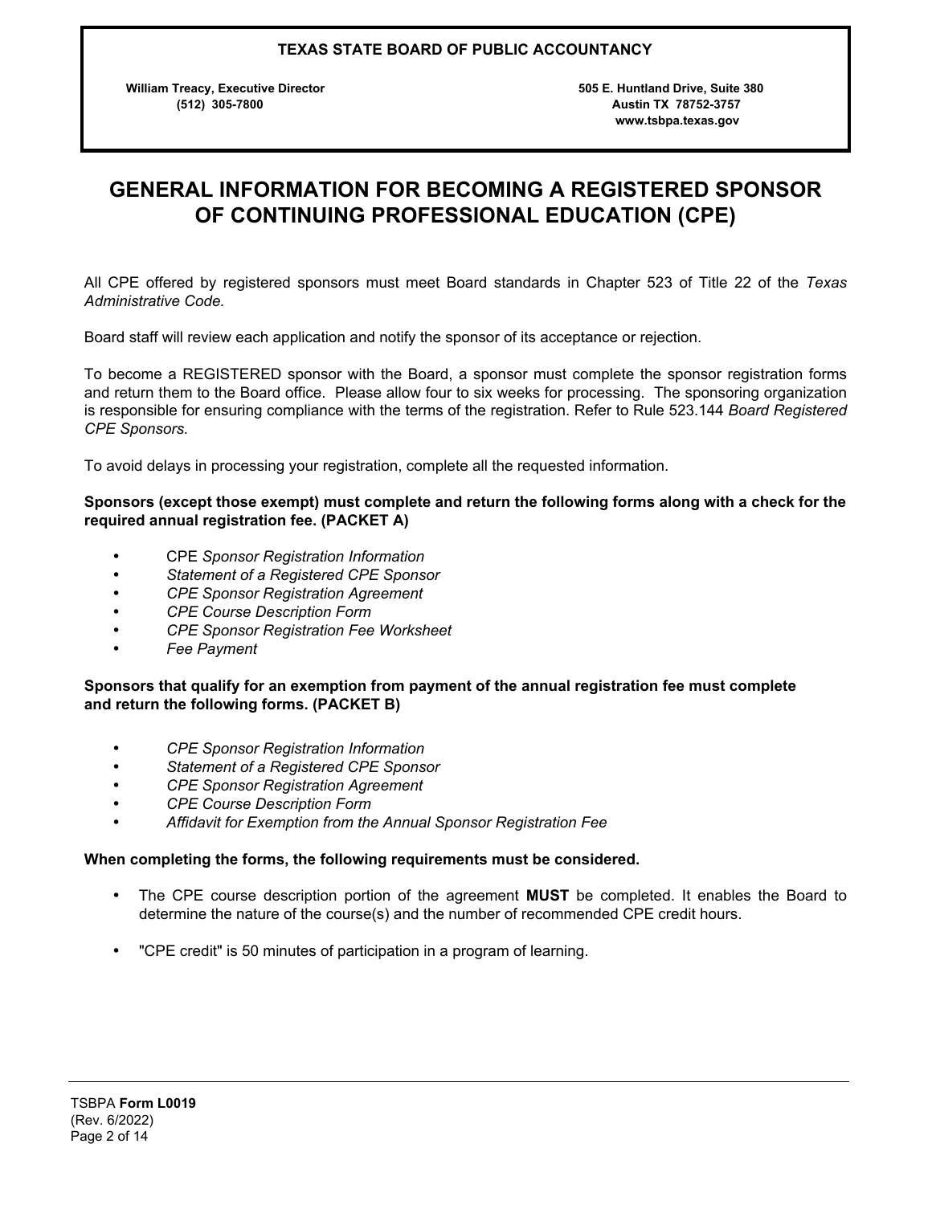**TEXAS STATE BOARD OF PUBLIC ACCOUNTANCY**

**William Treacy, Executive Director**
**(512) 305-7800**

**505 E. Huntland Drive, Suite 380**
**Austin TX 78752-3757**
**www.tsbpa.texas.gov**

# GENERAL INFORMATION FOR BECOMING A REGISTERED SPONSOR OF CONTINUING PROFESSIONAL EDUCATION (CPE)

All CPE offered by registered sponsors must meet Board standards in Chapter 523 of Title 22 of the *Texas Administrative Code.*

Board staff will review each application and notify the sponsor of its acceptance or rejection.

To become a REGISTERED sponsor with the Board, a sponsor must complete the sponsor registration forms and return them to the Board office. Please allow four to six weeks for processing. The sponsoring organization is responsible for ensuring compliance with the terms of the registration. Refer to Rule 523.144 *Board Registered CPE Sponsors.*

To avoid delays in processing your registration, complete all the requested information.

**Sponsors (except those exempt) must complete and return the following forms along with a check for the required annual registration fee. (PACKET A)**

- CPE *Sponsor Registration Information*
- *Statement of a Registered CPE Sponsor*
- *CPE Sponsor Registration Agreement*
- *CPE Course Description Form*
- *CPE Sponsor Registration Fee Worksheet*
- *Fee Payment*

**Sponsors that qualify for an exemption from payment of the annual registration fee must complete and return the following forms. (PACKET B)**

- *CPE Sponsor Registration Information*
- *Statement of a Registered CPE Sponsor*
- *CPE Sponsor Registration Agreement*
- *CPE Course Description Form*
- *Affidavit for Exemption from the Annual Sponsor Registration Fee*

**When completing the forms, the following requirements must be considered.**

- The CPE course description portion of the agreement **MUST** be completed. It enables the Board to determine the nature of the course(s) and the number of recommended CPE credit hours.

- "CPE credit" is 50 minutes of participation in a program of learning.

TSBPA **Form L0019**
(Rev. 6/2022)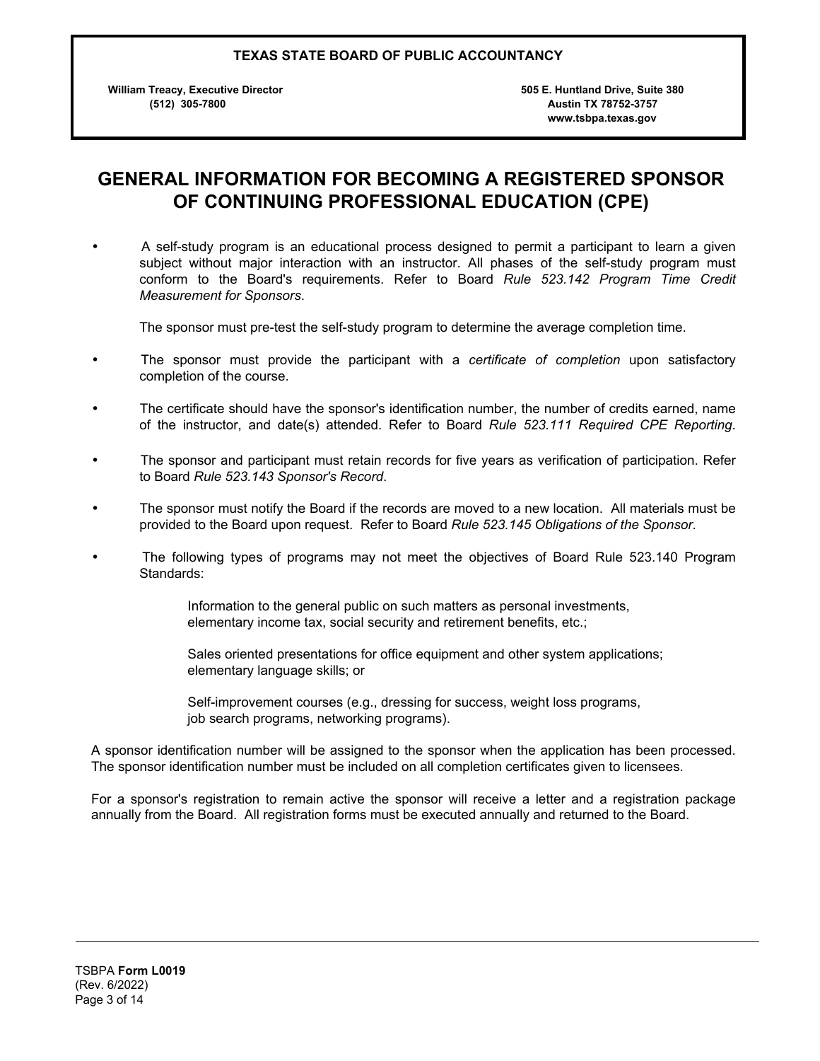**TEXAS STATE BOARD OF PUBLIC ACCOUNTANCY**

**William Treacy, Executive Director**
**(512) 305-7800**

**505 E. Huntland Drive, Suite 380**
**Austin TX 78752-3757**
**www.tsbpa.texas.gov**

# GENERAL INFORMATION FOR BECOMING A REGISTERED SPONSOR OF CONTINUING PROFESSIONAL EDUCATION (CPE)

- A self-study program is an educational process designed to permit a participant to learn a given subject without major interaction with an instructor. All phases of the self-study program must conform to the Board's requirements. Refer to Board *Rule 523.142 Program Time Credit Measurement for Sponsors*.

  The sponsor must pre-test the self-study program to determine the average completion time.

- The sponsor must provide the participant with a *certificate of completion* upon satisfactory completion of the course.

- The certificate should have the sponsor's identification number, the number of credits earned, name of the instructor, and date(s) attended. Refer to Board *Rule 523.111 Required CPE Reporting*.

- The sponsor and participant must retain records for five years as verification of participation. Refer to Board *Rule 523.143 Sponsor's Record*.

- The sponsor must notify the Board if the records are moved to a new location. All materials must be provided to the Board upon request. Refer to Board *Rule 523.145 Obligations of the Sponsor*.

- The following types of programs may not meet the objectives of Board Rule 523.140 Program Standards:

  Information to the general public on such matters as personal investments, elementary income tax, social security and retirement benefits, etc.;

  Sales oriented presentations for office equipment and other system applications; elementary language skills; or

  Self-improvement courses (e.g., dressing for success, weight loss programs, job search programs, networking programs).

A sponsor identification number will be assigned to the sponsor when the application has been processed. The sponsor identification number must be included on all completion certificates given to licensees.

For a sponsor's registration to remain active the sponsor will receive a letter and a registration package annually from the Board. All registration forms must be executed annually and returned to the Board.

TSBPA **Form L0019**
(Rev. 6/2022)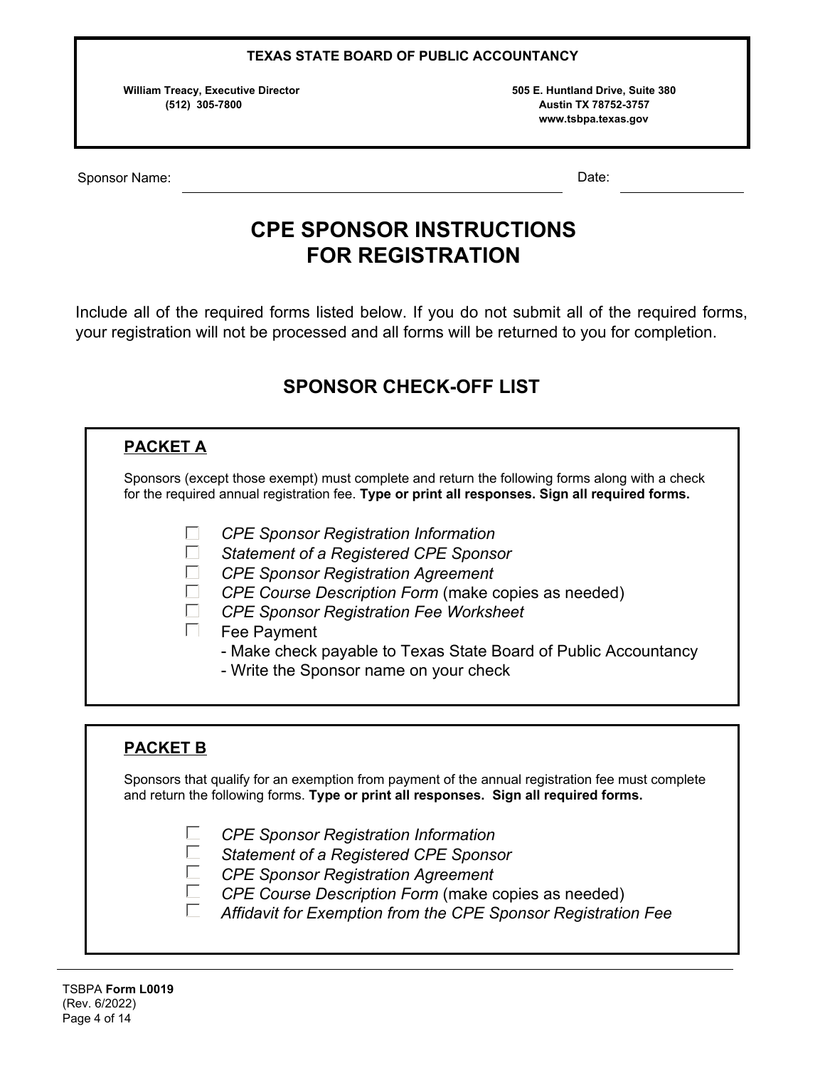**TEXAS STATE BOARD OF PUBLIC ACCOUNTANCY**

**William Treacy, Executive Director**
**(512) 305-7800**

**505 E. Huntland Drive, Suite 380**
**Austin TX 78752-3757**
**www.tsbpa.texas.gov**

Sponsor Name: ______________________________ Date: ______________

# CPE SPONSOR INSTRUCTIONS FOR REGISTRATION

Include all of the required forms listed below. If you do not submit all of the required forms, your registration will not be processed and all forms will be returned to you for completion.

## SPONSOR CHECK-OFF LIST

### PACKET A

Sponsors (except those exempt) must complete and return the following forms along with a check for the required annual registration fee. **Type or print all responses. Sign all required forms.**

- ☐ *CPE Sponsor Registration Information*
- ☐ *Statement of a Registered CPE Sponsor*
- ☐ *CPE Sponsor Registration Agreement*
- ☐ *CPE Course Description Form* (make copies as needed)
- ☐ *CPE Sponsor Registration Fee Worksheet*
- ☐ Fee Payment
  - Make check payable to Texas State Board of Public Accountancy
  - Write the Sponsor name on your check

### PACKET B

Sponsors that qualify for an exemption from payment of the annual registration fee must complete and return the following forms. **Type or print all responses. Sign all required forms.**

- ☐ *CPE Sponsor Registration Information*
- ☐ *Statement of a Registered CPE Sponsor*
- ☐ *CPE Sponsor Registration Agreement*
- ☐ *CPE Course Description Form* (make copies as needed)
- ☐ *Affidavit for Exemption from the CPE Sponsor Registration Fee*

TSBPA **Form L0019**
(Rev. 6/2022)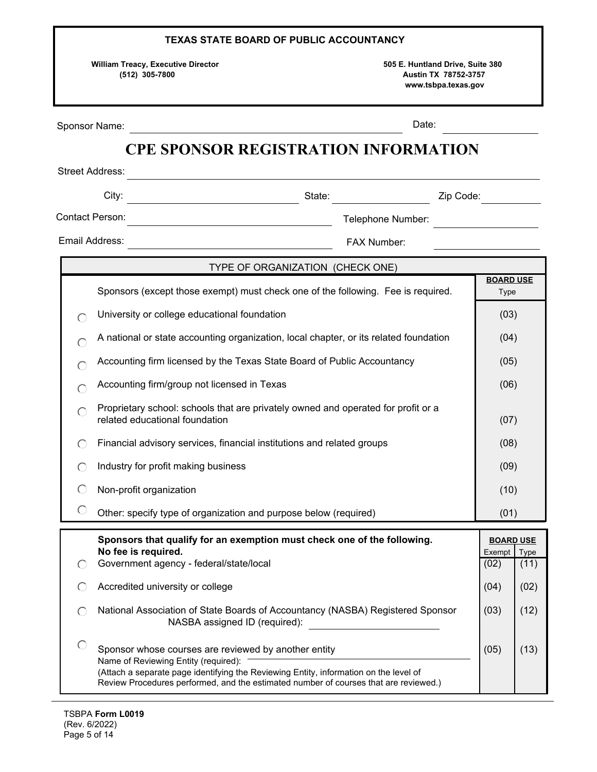**TEXAS STATE BOARD OF PUBLIC ACCOUNTANCY**

**William Treacy, Executive Director**
**(512) 305-7800**

**505 E. Huntland Drive, Suite 380**
**Austin TX 78752-3757**
**www.tsbpa.texas.gov**

Sponsor Name: ______________________________ Date: ______________

# CPE SPONSOR REGISTRATION INFORMATION

Street Address: ______________________________

City: ______________ State: ______________ Zip Code: ______________

Contact Person: ______________ Telephone Number: ______________

Email Address: ______________ FAX Number: ______________

| TYPE OF ORGANIZATION (CHECK ONE) | | |
|---|---|---|
| | Sponsors (except those exempt) must check one of the following. Fee is required. | **BOARD USE** Type |
| ○ | University or college educational foundation | (03) |
| ○ | A national or state accounting organization, local chapter, or its related foundation | (04) |
| ○ | Accounting firm licensed by the Texas State Board of Public Accountancy | (05) |
| ○ | Accounting firm/group not licensed in Texas | (06) |
| ○ | Proprietary school: schools that are privately owned and operated for profit or a related educational foundation | (07) |
| ○ | Financial advisory services, financial institutions and related groups | (08) |
| ○ | Industry for profit making business | (09) |
| ○ | Non-profit organization | (10) |
| ○ | Other: specify type of organization and purpose below (required) | (01) |

| | **Sponsors that qualify for an exemption must check one of the following. No fee is required.** | **BOARD USE** Exempt | Type |
|---|---|---|---|
| ○ | Government agency - federal/state/local | (02) | (11) |
| ○ | Accredited university or college | (04) | (02) |
| ○ | National Association of State Boards of Accountancy (NASBA) Registered Sponsor<br>NASBA assigned ID (required): ______________ | (03) | (12) |
| ○ | Sponsor whose courses are reviewed by another entity<br>Name of Reviewing Entity (required): ______________<br>(Attach a separate page identifying the Reviewing Entity, information on the level of Review Procedures performed, and the estimated number of courses that are reviewed.) | (05) | (13) |

TSBPA **Form L0019**
(Rev. 6/2022)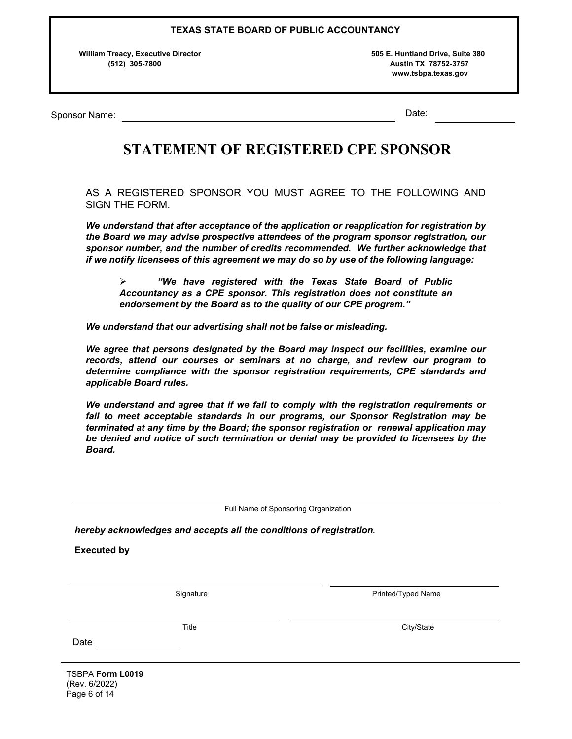**TEXAS STATE BOARD OF PUBLIC ACCOUNTANCY**

**William Treacy, Executive Director**
**(512) 305-7800**

**505 E. Huntland Drive, Suite 380**
**Austin TX 78752-3757**
**www.tsbpa.texas.gov**

Sponsor Name: ______________________________ Date: ______________

# STATEMENT OF REGISTERED CPE SPONSOR

AS A REGISTERED SPONSOR YOU MUST AGREE TO THE FOLLOWING AND SIGN THE FORM.

***We understand that after acceptance of the application or reapplication for registration by the Board we may advise prospective attendees of the program sponsor registration, our sponsor number, and the number of credits recommended. We further acknowledge that if we notify licensees of this agreement we may do so by use of the following language:***

- ***"We have registered with the Texas State Board of Public Accountancy as a CPE sponsor. This registration does not constitute an endorsement by the Board as to the quality of our CPE program."***

***We understand that our advertising shall not be false or misleading.***

***We agree that persons designated by the Board may inspect our facilities, examine our records, attend our courses or seminars at no charge, and review our program to determine compliance with the sponsor registration requirements, CPE standards and applicable Board rules.***

***We understand and agree that if we fail to comply with the registration requirements or fail to meet acceptable standards in our programs, our Sponsor Registration may be terminated at any time by the Board; the sponsor registration or renewal application may be denied and notice of such termination or denial may be provided to licensees by the Board.***

______________________________________________
Full Name of Sponsoring Organization

***hereby acknowledges and accepts all the conditions of registration.***

**Executed by**

______________________________ ______________________________
Signature Printed/Typed Name

______________________________ ______________________________
Title City/State

Date ______________

TSBPA **Form L0019**
(Rev. 6/2022)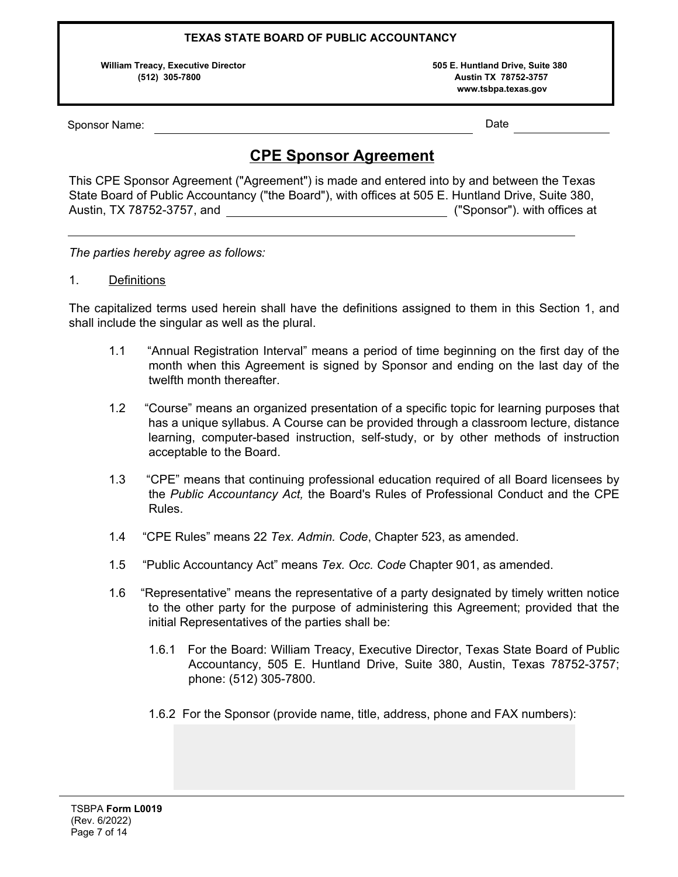**TEXAS STATE BOARD OF PUBLIC ACCOUNTANCY**

**William Treacy, Executive Director**
**(512) 305-7800**

**505 E. Huntland Drive, Suite 380**
**Austin TX 78752-3757**
**www.tsbpa.texas.gov**

Sponsor Name: ______________________________ Date ______________

# CPE Sponsor Agreement

This CPE Sponsor Agreement ("Agreement") is made and entered into by and between the Texas State Board of Public Accountancy ("the Board"), with offices at 505 E. Huntland Drive, Suite 380, Austin, TX 78752-3757, and ______________________________ ("Sponsor"). with offices at

______________________________________________________________

*The parties hereby agree as follows:*

1. Definitions

The capitalized terms used herein shall have the definitions assigned to them in this Section 1, and shall include the singular as well as the plural.

1.1 "Annual Registration Interval" means a period of time beginning on the first day of the month when this Agreement is signed by Sponsor and ending on the last day of the twelfth month thereafter.

1.2 "Course" means an organized presentation of a specific topic for learning purposes that has a unique syllabus. A Course can be provided through a classroom lecture, distance learning, computer-based instruction, self-study, or by other methods of instruction acceptable to the Board.

1.3 "CPE" means that continuing professional education required of all Board licensees by the *Public Accountancy Act,* the Board's Rules of Professional Conduct and the CPE Rules.

1.4 "CPE Rules" means 22 *Tex. Admin. Code*, Chapter 523, as amended.

1.5 "Public Accountancy Act" means *Tex. Occ. Code* Chapter 901, as amended.

1.6 "Representative" means the representative of a party designated by timely written notice to the other party for the purpose of administering this Agreement; provided that the initial Representatives of the parties shall be:

1.6.1 For the Board: William Treacy, Executive Director, Texas State Board of Public Accountancy, 505 E. Huntland Drive, Suite 380, Austin, Texas 78752-3757; phone: (512) 305-7800.

1.6.2 For the Sponsor (provide name, title, address, phone and FAX numbers):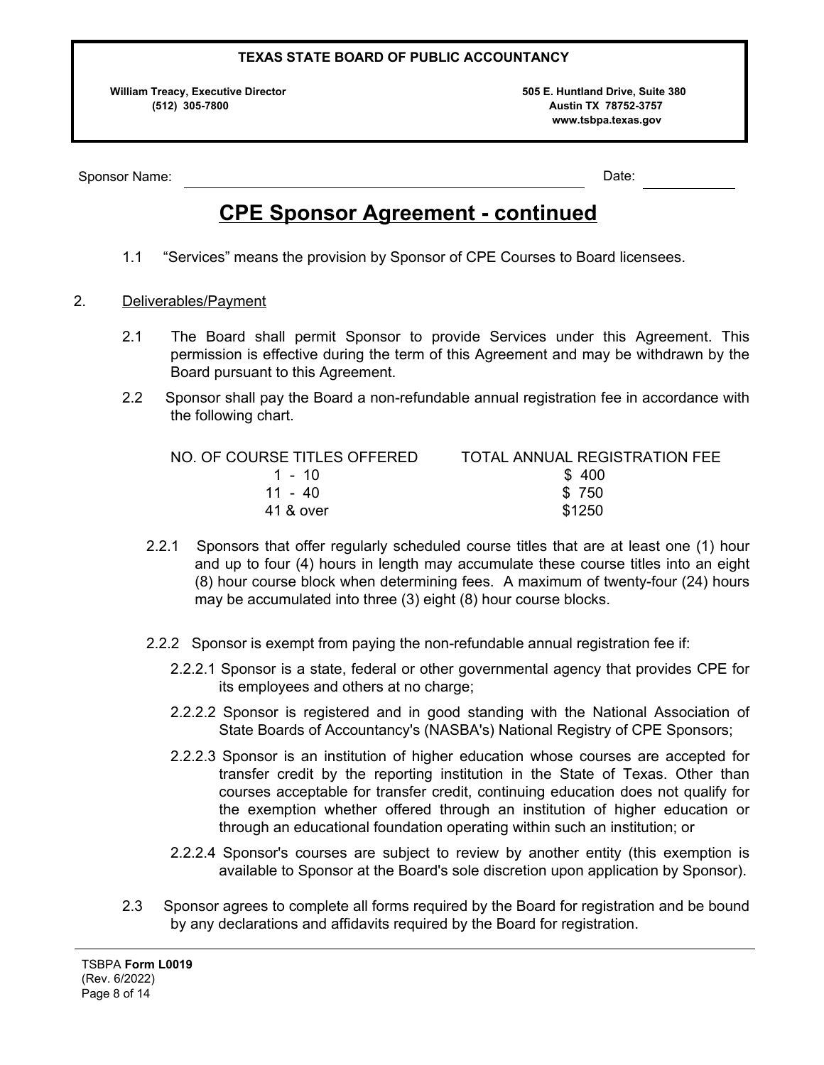Sponsor Name: ______________________ Date: __________

# CPE Sponsor Agreement - continued

1.1 "Services" means the provision by Sponsor of CPE Courses to Board licensees.

2. Deliverables/Payment

2.1 The Board shall permit Sponsor to provide Services under this Agreement. This permission is effective during the term of this Agreement and may be withdrawn by the Board pursuant to this Agreement.

2.2 Sponsor shall pay the Board a non-refundable annual registration fee in accordance with the following chart.

| NO. OF COURSE TITLES OFFERED | TOTAL ANNUAL REGISTRATION FEE |
|---|---|
| 1 - 10 | $ 400 |
| 11 - 40 | $ 750 |
| 41 & over | $1250 |

2.2.1 Sponsors that offer regularly scheduled course titles that are at least one (1) hour and up to four (4) hours in length may accumulate these course titles into an eight (8) hour course block when determining fees. A maximum of twenty-four (24) hours may be accumulated into three (3) eight (8) hour course blocks.

2.2.2 Sponsor is exempt from paying the non-refundable annual registration fee if:

2.2.2.1 Sponsor is a state, federal or other governmental agency that provides CPE for its employees and others at no charge;

2.2.2.2 Sponsor is registered and in good standing with the National Association of State Boards of Accountancy's (NASBA's) National Registry of CPE Sponsors;

2.2.2.3 Sponsor is an institution of higher education whose courses are accepted for transfer credit by the reporting institution in the State of Texas. Other than courses acceptable for transfer credit, continuing education does not qualify for the exemption whether offered through an institution of higher education or through an educational foundation operating within such an institution; or

2.2.2.4 Sponsor's courses are subject to review by another entity (this exemption is available to Sponsor at the Board's sole discretion upon application by Sponsor).

2.3 Sponsor agrees to complete all forms required by the Board for registration and be bound by any declarations and affidavits required by the Board for registration.

TSBPA **Form L0019**
(Rev. 6/2022)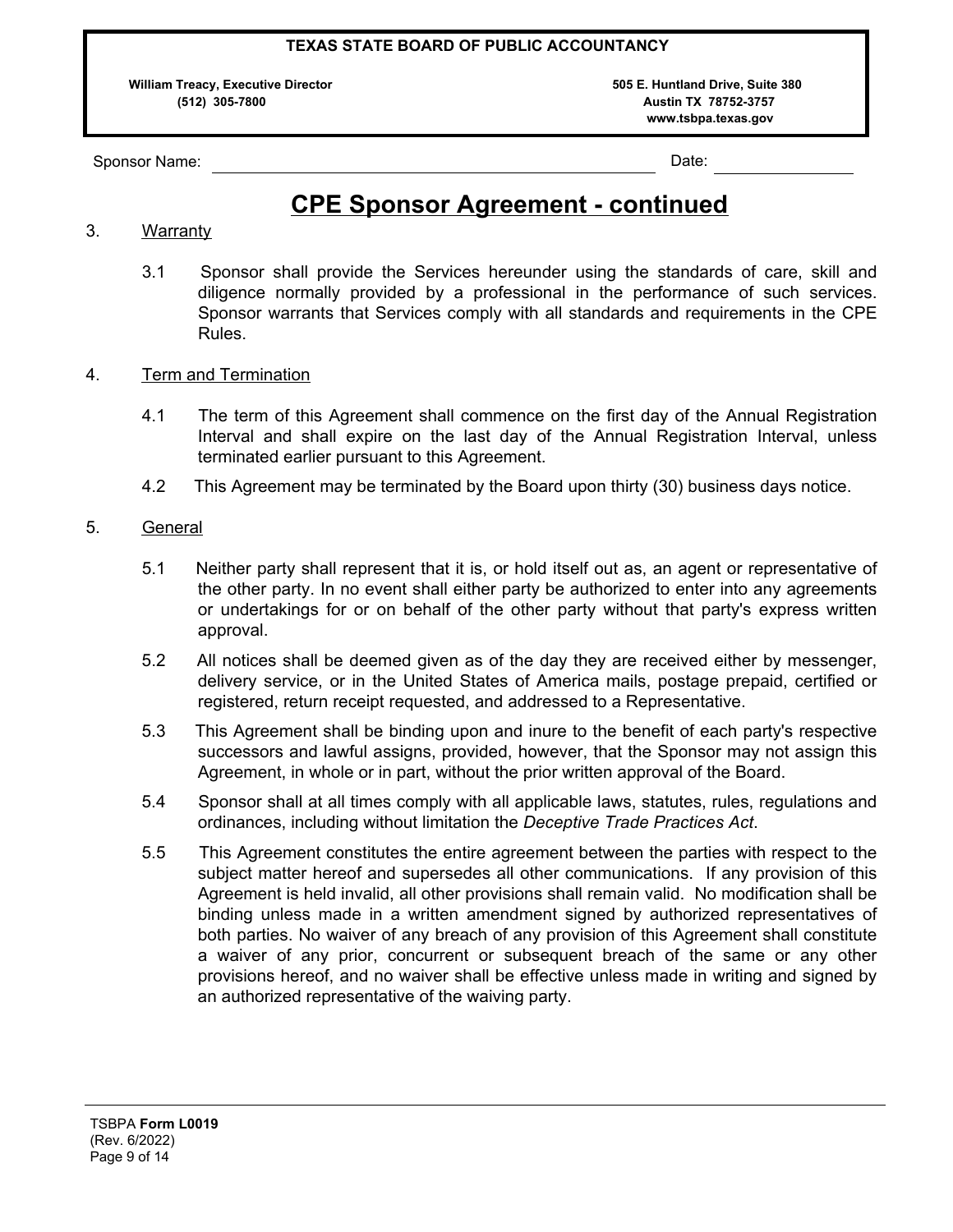Sponsor Name: ____________________ Date: ____________

# CPE Sponsor Agreement - continued

3. Warranty

   3.1 Sponsor shall provide the Services hereunder using the standards of care, skill and diligence normally provided by a professional in the performance of such services. Sponsor warrants that Services comply with all standards and requirements in the CPE Rules.

4. Term and Termination

   4.1 The term of this Agreement shall commence on the first day of the Annual Registration Interval and shall expire on the last day of the Annual Registration Interval, unless terminated earlier pursuant to this Agreement.

   4.2 This Agreement may be terminated by the Board upon thirty (30) business days notice.

5. General

   5.1 Neither party shall represent that it is, or hold itself out as, an agent or representative of the other party. In no event shall either party be authorized to enter into any agreements or undertakings for or on behalf of the other party without that party's express written approval.

   5.2 All notices shall be deemed given as of the day they are received either by messenger, delivery service, or in the United States of America mails, postage prepaid, certified or registered, return receipt requested, and addressed to a Representative.

   5.3 This Agreement shall be binding upon and inure to the benefit of each party's respective successors and lawful assigns, provided, however, that the Sponsor may not assign this Agreement, in whole or in part, without the prior written approval of the Board.

   5.4 Sponsor shall at all times comply with all applicable laws, statutes, rules, regulations and ordinances, including without limitation the *Deceptive Trade Practices Act*.

   5.5 This Agreement constitutes the entire agreement between the parties with respect to the subject matter hereof and supersedes all other communications. If any provision of this Agreement is held invalid, all other provisions shall remain valid. No modification shall be binding unless made in a written amendment signed by authorized representatives of both parties. No waiver of any breach of any provision of this Agreement shall constitute a waiver of any prior, concurrent or subsequent breach of the same or any other provisions hereof, and no waiver shall be effective unless made in writing and signed by an authorized representative of the waiving party.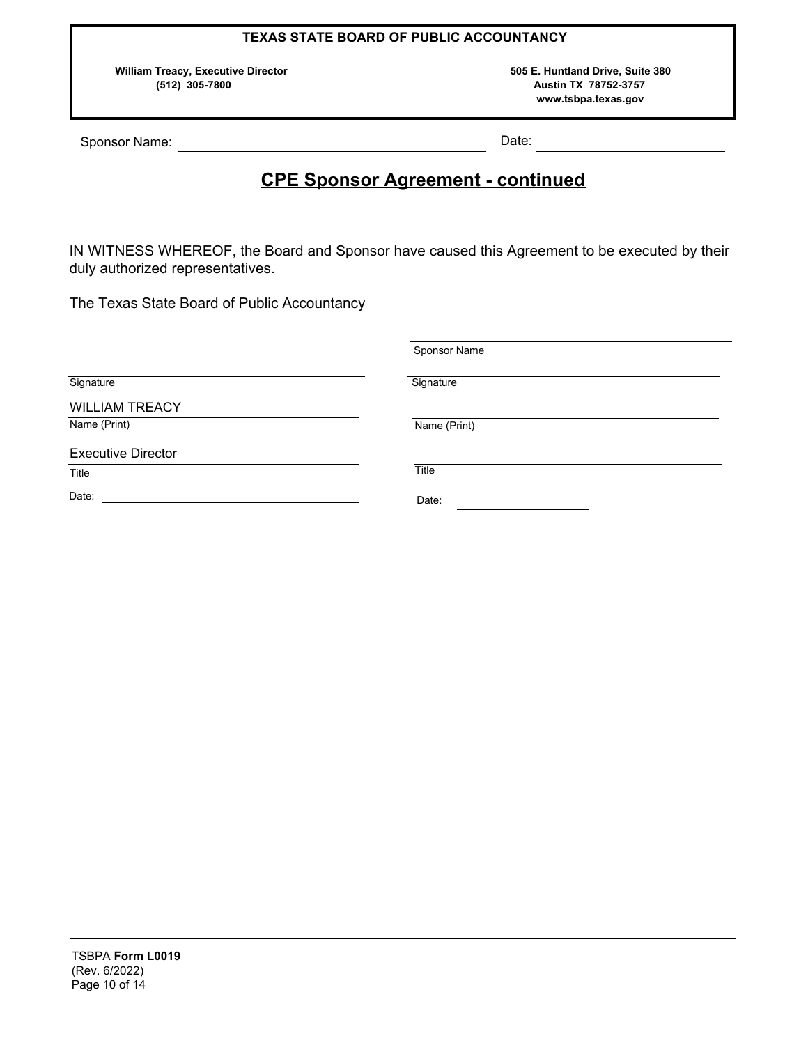**TEXAS STATE BOARD OF PUBLIC ACCOUNTANCY**

**William Treacy, Executive Director**
**(512) 305-7800**

**505 E. Huntland Drive, Suite 380**
**Austin TX 78752-3757**
**www.tsbpa.texas.gov**

Sponsor Name: ______________________________ Date: ____________________

## CPE Sponsor Agreement - continued

IN WITNESS WHEREOF, the Board and Sponsor have caused this Agreement to be executed by their duly authorized representatives.

The Texas State Board of Public Accountancy

| | |
|---|---|
| | ______________________________ |
| | Sponsor Name |
| ______________________________ | ______________________________ |
| Signature | Signature |
| WILLIAM TREACY | ______________________________ |
| Name (Print) | Name (Print) |
| Executive Director | ______________________________ |
| Title | Title |
| Date: ____________________ | Date: ____________________ |

TSBPA **Form L0019**
(Rev. 6/2022)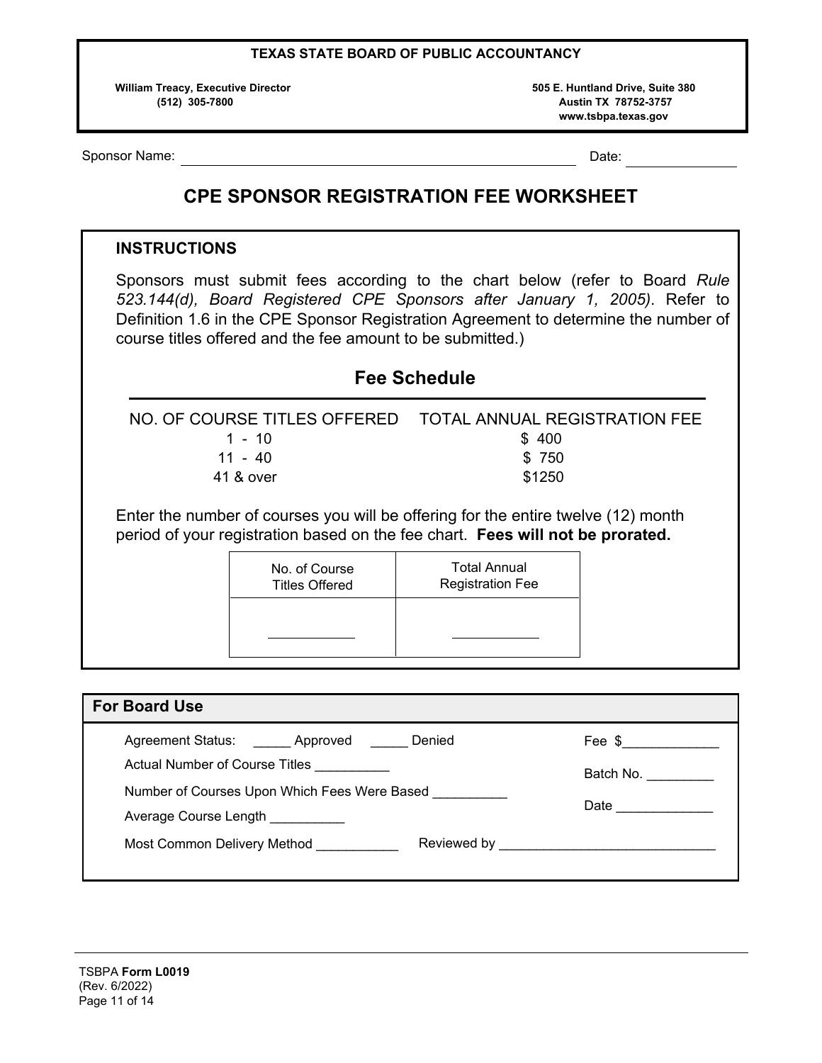**TEXAS STATE BOARD OF PUBLIC ACCOUNTANCY**

**William Treacy, Executive Director**
**(512) 305-7800**

**505 E. Huntland Drive, Suite 380**
**Austin TX 78752-3757**
**www.tsbpa.texas.gov**

Sponsor Name: ______________________________ Date: ______________

# CPE SPONSOR REGISTRATION FEE WORKSHEET

## INSTRUCTIONS

Sponsors must submit fees according to the chart below (refer to Board *Rule 523.144(d), Board Registered CPE Sponsors after January 1, 2005)*. Refer to Definition 1.6 in the CPE Sponsor Registration Agreement to determine the number of course titles offered and the fee amount to be submitted.)

## Fee Schedule

| NO. OF COURSE TITLES OFFERED | TOTAL ANNUAL REGISTRATION FEE |
|---|---|
| 1 - 10 | $ 400 |
| 11 - 40 | $ 750 |
| 41 & over | $1250 |

Enter the number of courses you will be offering for the entire twelve (12) month period of your registration based on the fee chart. **Fees will not be prorated.**

| No. of Course Titles Offered | Total Annual Registration Fee |
|---|---|
| __________ | __________ |

### For Board Use

Agreement Status: _____ Approved _____ Denied

Fee $_____________

Actual Number of Course Titles __________

Batch No. _________

Number of Courses Upon Which Fees Were Based __________

Date _____________

Average Course Length __________

Most Common Delivery Method ___________ Reviewed by _____________________________

TSBPA **Form L0019**
(Rev. 6/2022)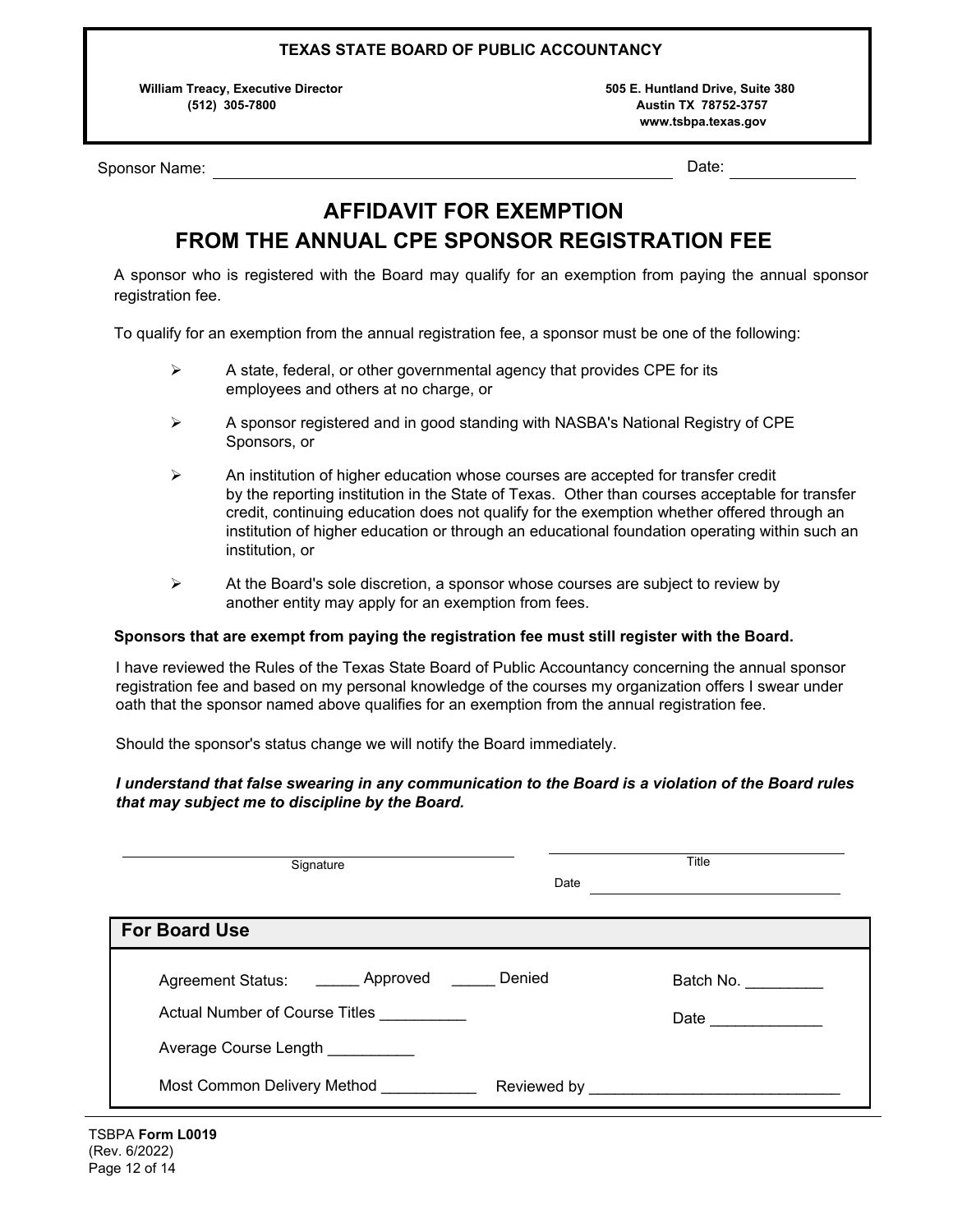**TEXAS STATE BOARD OF PUBLIC ACCOUNTANCY**

**William Treacy, Executive Director**
**(512) 305-7800**

**505 E. Huntland Drive, Suite 380**
**Austin TX 78752-3757**
**www.tsbpa.texas.gov**

Sponsor Name: ______________________________________________ Date: ______________

# AFFIDAVIT FOR EXEMPTION FROM THE ANNUAL CPE SPONSOR REGISTRATION FEE

A sponsor who is registered with the Board may qualify for an exemption from paying the annual sponsor registration fee.

To qualify for an exemption from the annual registration fee, a sponsor must be one of the following:

- A state, federal, or other governmental agency that provides CPE for its employees and others at no charge, or
- A sponsor registered and in good standing with NASBA's National Registry of CPE Sponsors, or
- An institution of higher education whose courses are accepted for transfer credit by the reporting institution in the State of Texas. Other than courses acceptable for transfer credit, continuing education does not qualify for the exemption whether offered through an institution of higher education or through an educational foundation operating within such an institution, or
- At the Board's sole discretion, a sponsor whose courses are subject to review by another entity may apply for an exemption from fees.

**Sponsors that are exempt from paying the registration fee must still register with the Board.**

I have reviewed the Rules of the Texas State Board of Public Accountancy concerning the annual sponsor registration fee and based on my personal knowledge of the courses my organization offers I swear under oath that the sponsor named above qualifies for an exemption from the annual registration fee.

Should the sponsor's status change we will notify the Board immediately.

***I understand that false swearing in any communication to the Board is a violation of the Board rules that may subject me to discipline by the Board.***

______________________________________ Signature

______________________________________ Title

Date ______________________________

## For Board Use

Agreement Status: _____ Approved _____ Denied

Batch No. _________

Actual Number of Course Titles __________

Date _____________

Average Course Length __________

Most Common Delivery Method ___________

Reviewed by _____________________________

TSBPA **Form L0019**
(Rev. 6/2022)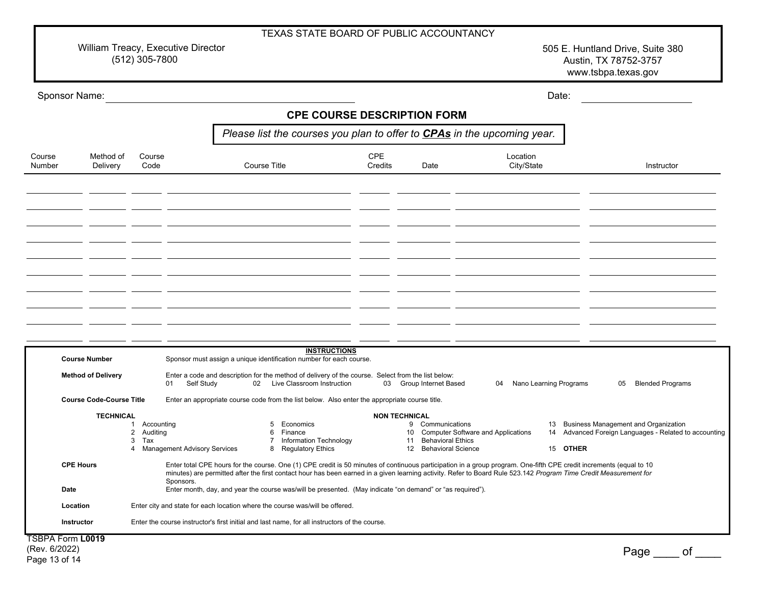TEXAS STATE BOARD OF PUBLIC ACCOUNTANCY

William Treacy, Executive Director
(512) 305-7800

505 E. Huntland Drive, Suite 380
Austin, TX 78752-3757
www.tsbpa.texas.gov

Sponsor Name: ______________________________ Date: ____________________

# CPE COURSE DESCRIPTION FORM

*Please list the courses you plan to offer to **CPAs** in the upcoming year.*

| Course Number | Method of Delivery | Course Code | Course Title | CPE Credits | Date | Location City/State | Instructor |
|---|---|---|---|---|---|---|---|
| | | | | | | | |
| | | | | | | | |
| | | | | | | | |
| | | | | | | | |
| | | | | | | | |
| | | | | | | | |
| | | | | | | | |
| | | | | | | | |
| | | | | | | | |
| | | | | | | | |

## INSTRUCTIONS

**Course Number** Sponsor must assign a unique identification number for each course.

**Method of Delivery** Enter a code and description for the method of delivery of the course. Select from the list below:

01 Self Study 02 Live Classroom Instruction 03 Group Internet Based 04 Nano Learning Programs 05 Blended Programs

**Course Code-Course Title** Enter an appropriate course code from the list below. Also enter the appropriate course title.

| TECHNICAL | | NON TECHNICAL | |
|---|---|---|---|
| 1 Accounting | 5 Economics | 9 Communications | 13 Business Management and Organization |
| 2 Auditing | 6 Finance | 10 Computer Software and Applications | 14 Advanced Foreign Languages - Related to accounting |
| 3 Tax | 7 Information Technology | 11 Behavioral Ethics | |
| 4 Management Advisory Services | 8 Regulatory Ethics | 12 Behavioral Science | 15 **OTHER** |

**CPE Hours** Enter total CPE hours for the course. One (1) CPE credit is 50 minutes of continuous participation in a group program. One-fifth CPE credit increments (equal to 10 minutes) are permitted after the first contact hour has been earned in a given learning activity. Refer to Board Rule 523.142 *Program Time Credit Measurement for* Sponsors.

**Date** Enter month, day, and year the course was/will be presented. (May indicate "on demand" or "as required").

**Location** Enter city and state for each location where the course was/will be offered.

**Instructor** Enter the course instructor's first initial and last name, for all instructors of the course.

TSBPA Form **L0019**
(Rev. 6/2022)

Page ____ of ____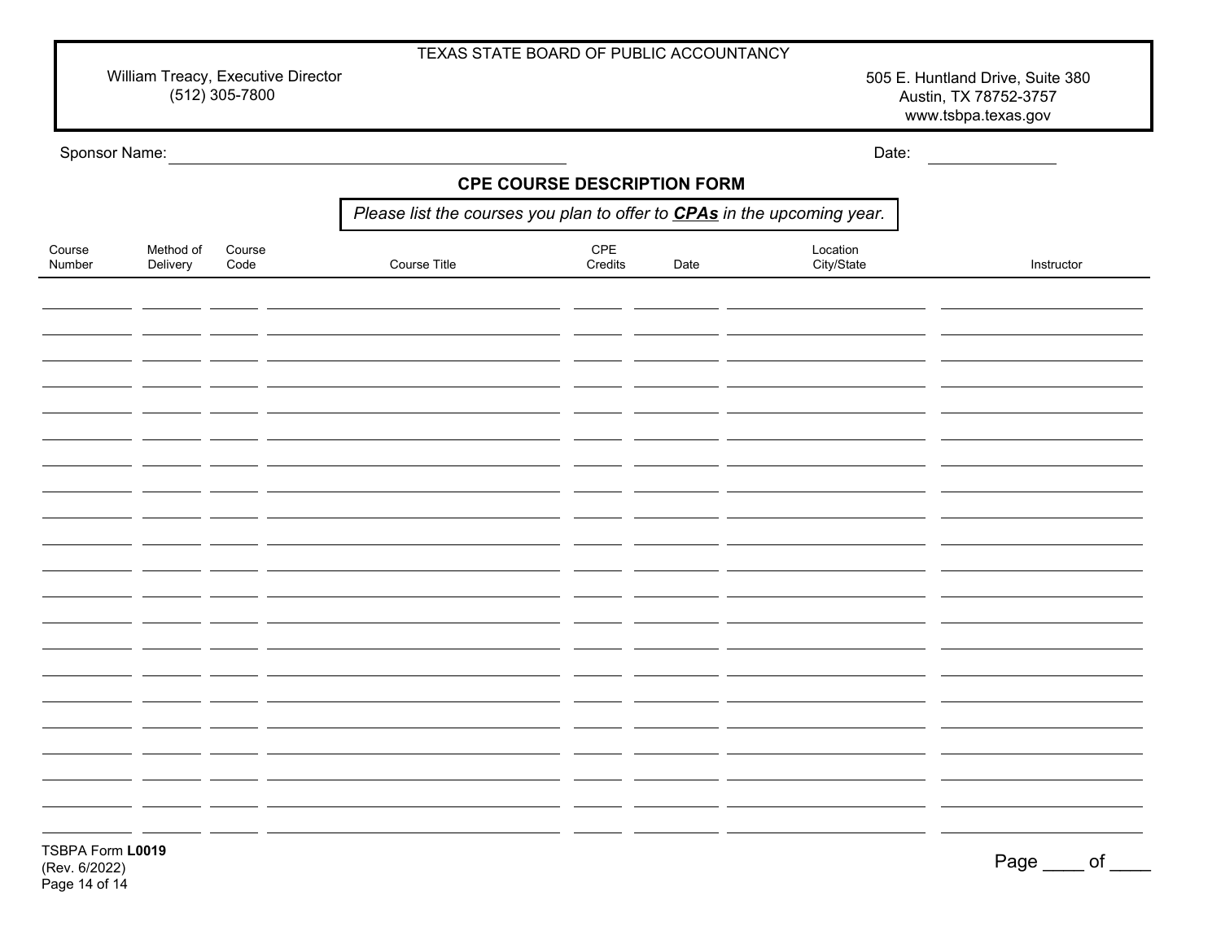TEXAS STATE BOARD OF PUBLIC ACCOUNTANCY

William Treacy, Executive Director
(512) 305-7800

505 E. Huntland Drive, Suite 380
Austin, TX 78752-3757
www.tsbpa.texas.gov

Sponsor Name: ______________________________ Date: ______________

## CPE COURSE DESCRIPTION FORM

*Please list the courses you plan to offer to **CPAs** in the upcoming year.*

| Course Number | Method of Delivery | Course Code | Course Title | CPE Credits | Date | Location City/State | Instructor |
|---|---|---|---|---|---|---|---|
| | | | | | | | |
| | | | | | | | |
| | | | | | | | |
| | | | | | | | |
| | | | | | | | |
| | | | | | | | |
| | | | | | | | |
| | | | | | | | |
| | | | | | | | |
| | | | | | | | |
| | | | | | | | |
| | | | | | | | |
| | | | | | | | |
| | | | | | | | |
| | | | | | | | |
| | | | | | | | |
| | | | | | | | |
| | | | | | | | |
| | | | | | | | |
| | | | | | | | |
| | | | | | | | |

TSBPA Form **L0019**
(Rev. 6/2022)

Page ____ of ____